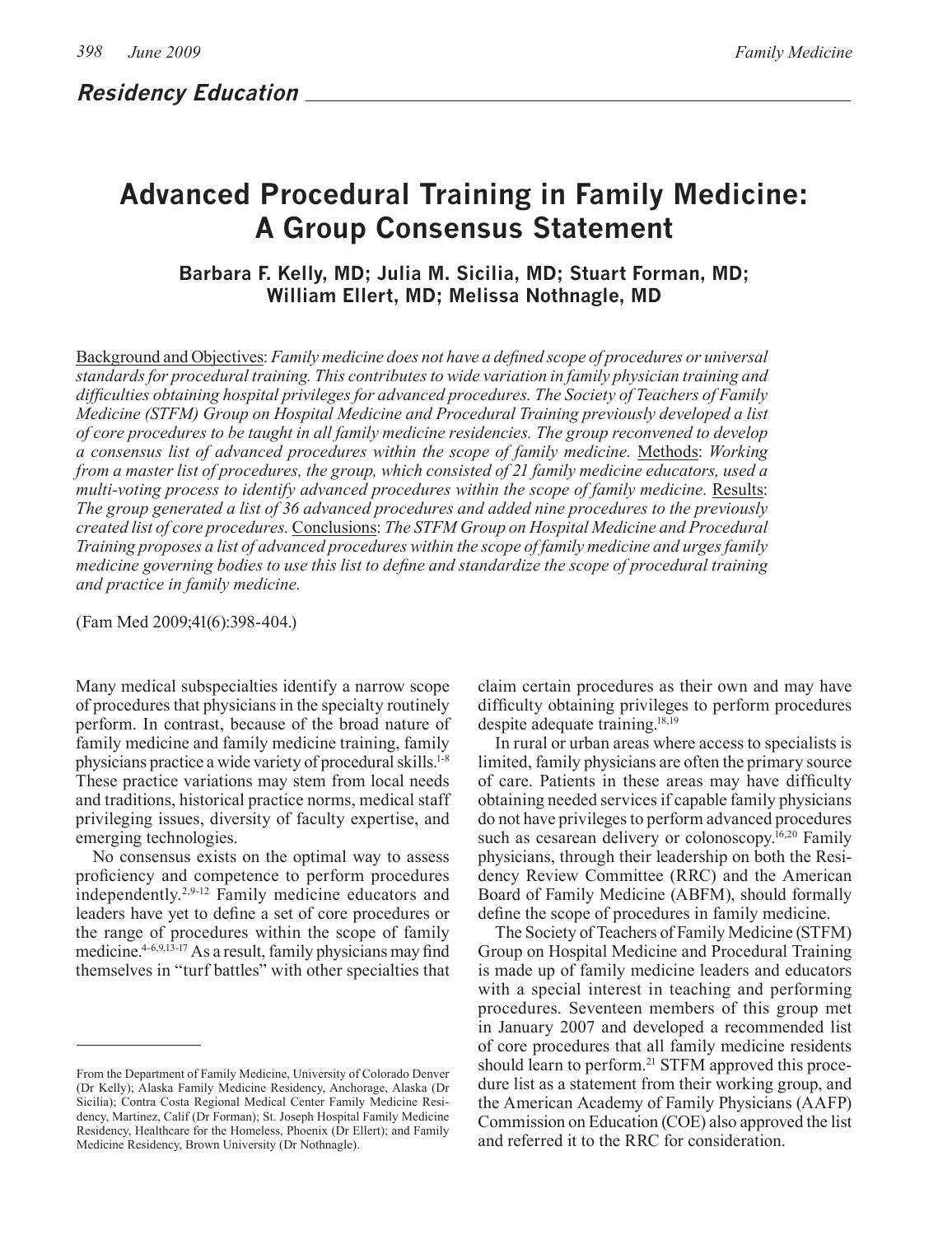## Residency Education

# Advanced Procedural Training in Family Medicine: A Group Consensus Statement

**Barbara F. Kelly, MD; Julia M. Sicilia, MD; Stuart Forman, MD; William Ellert, MD; Melissa Nothnagle, MD**

Background and Objectives: *Family medicine does not have a defined scope of procedures or universal standards for procedural training. This contributes to wide variation in family physician training and difficulties obtaining hospital privileges for advanced procedures. The Society of Teachers of Family Medicine (STFM) Group on Hospital Medicine and Procedural Training previously developed a list of core procedures to be taught in all family medicine residencies. The group reconvened to develop a consensus list of advanced procedures within the scope of family medicine.* Methods: *Working from a master list of procedures, the group, which consisted of 21 family medicine educators, used a multi-voting process to identify advanced procedures within the scope of family medicine.* Results: *The group generated a list of 36 advanced procedures and added nine procedures to the previously created list of core procedures.* Conclusions: *The STFM Group on Hospital Medicine and Procedural Training proposes a list of advanced procedures within the scope of family medicine and urges family medicine governing bodies to use this list to define and standardize the scope of procedural training and practice in family medicine.*

(Fam Med 2009;41(6):398-404.)

Many medical subspecialties identify a narrow scope of procedures that physicians in the specialty routinely perform. In contrast, because of the broad nature of family medicine and family medicine training, family physicians practice a wide variety of procedural skills.[1-8] These practice variations may stem from local needs and traditions, historical practice norms, medical staff privileging issues, diversity of faculty expertise, and emerging technologies.

No consensus exists on the optimal way to assess proficiency and competence to perform procedures independently.[2,9-12] Family medicine educators and leaders have yet to define a set of core procedures or the range of procedures within the scope of family medicine.[4-6,9,13-17] As a result, family physicians may find themselves in "turf battles" with other specialties that claim certain procedures as their own and may have difficulty obtaining privileges to perform procedures despite adequate training.[18,19]

In rural or urban areas where access to specialists is limited, family physicians are often the primary source of care. Patients in these areas may have difficulty obtaining needed services if capable family physicians do not have privileges to perform advanced procedures such as cesarean delivery or colonoscopy.[16,20] Family physicians, through their leadership on both the Residency Review Committee (RRC) and the American Board of Family Medicine (ABFM), should formally define the scope of procedures in family medicine.

The Society of Teachers of Family Medicine (STFM) Group on Hospital Medicine and Procedural Training is made up of family medicine leaders and educators with a special interest in teaching and performing procedures. Seventeen members of this group met in January 2007 and developed a recommended list of core procedures that all family medicine residents should learn to perform.[21] STFM approved this procedure list as a statement from their working group, and the American Academy of Family Physicians (AAFP) Commission on Education (COE) also approved the list and referred it to the RRC for consideration.

---

From the Department of Family Medicine, University of Colorado Denver (Dr Kelly); Alaska Family Medicine Residency, Anchorage, Alaska (Dr Sicilia); Contra Costa Regional Medical Center Family Medicine Residency, Martinez, Calif (Dr Forman); St. Joseph Hospital Family Medicine Residency, Healthcare for the Homeless, Phoenix (Dr Ellert); and Family Medicine Residency, Brown University (Dr Nothnagle).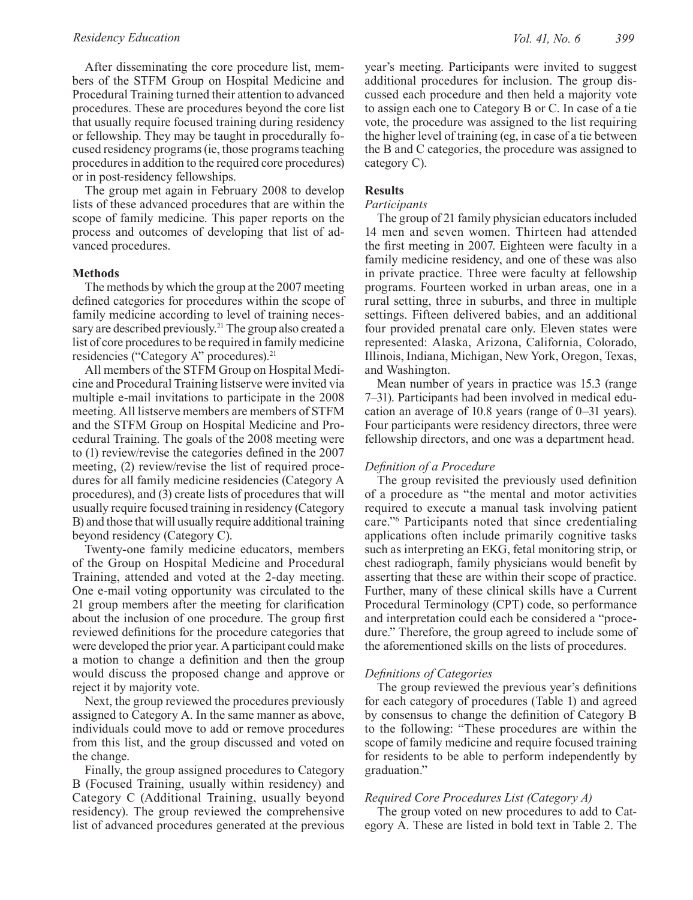After disseminating the core procedure list, members of the STFM Group on Hospital Medicine and Procedural Training turned their attention to advanced procedures. These are procedures beyond the core list that usually require focused training during residency or fellowship. They may be taught in procedurally focused residency programs (ie, those programs teaching procedures in addition to the required core procedures) or in post-residency fellowships.

The group met again in February 2008 to develop lists of these advanced procedures that are within the scope of family medicine. This paper reports on the process and outcomes of developing that list of advanced procedures.

## Methods

The methods by which the group at the 2007 meeting defined categories for procedures within the scope of family medicine according to level of training necessary are described previously.[21] The group also created a list of core procedures to be required in family medicine residencies ("Category A" procedures).[21]

All members of the STFM Group on Hospital Medicine and Procedural Training listserve were invited via multiple e-mail invitations to participate in the 2008 meeting. All listserve members are members of STFM and the STFM Group on Hospital Medicine and Procedural Training. The goals of the 2008 meeting were to (1) review/revise the categories defined in the 2007 meeting, (2) review/revise the list of required procedures for all family medicine residencies (Category A procedures), and (3) create lists of procedures that will usually require focused training in residency (Category B) and those that will usually require additional training beyond residency (Category C).

Twenty-one family medicine educators, members of the Group on Hospital Medicine and Procedural Training, attended and voted at the 2-day meeting. One e-mail voting opportunity was circulated to the 21 group members after the meeting for clarification about the inclusion of one procedure. The group first reviewed definitions for the procedure categories that were developed the prior year. A participant could make a motion to change a definition and then the group would discuss the proposed change and approve or reject it by majority vote.

Next, the group reviewed the procedures previously assigned to Category A. In the same manner as above, individuals could move to add or remove procedures from this list, and the group discussed and voted on the change.

Finally, the group assigned procedures to Category B (Focused Training, usually within residency) and Category C (Additional Training, usually beyond residency). The group reviewed the comprehensive list of advanced procedures generated at the previous year's meeting. Participants were invited to suggest additional procedures for inclusion. The group discussed each procedure and then held a majority vote to assign each one to Category B or C. In case of a tie vote, the procedure was assigned to the list requiring the higher level of training (eg, in case of a tie between the B and C categories, the procedure was assigned to category C).

## Results

### *Participants*

The group of 21 family physician educators included 14 men and seven women. Thirteen had attended the first meeting in 2007. Eighteen were faculty in a family medicine residency, and one of these was also in private practice. Three were faculty at fellowship programs. Fourteen worked in urban areas, one in a rural setting, three in suburbs, and three in multiple settings. Fifteen delivered babies, and an additional four provided prenatal care only. Eleven states were represented: Alaska, Arizona, California, Colorado, Illinois, Indiana, Michigan, New York, Oregon, Texas, and Washington.

Mean number of years in practice was 15.3 (range 7–31). Participants had been involved in medical education an average of 10.8 years (range of 0–31 years). Four participants were residency directors, three were fellowship directors, and one was a department head.

### *Definition of a Procedure*

The group revisited the previously used definition of a procedure as "the mental and motor activities required to execute a manual task involving patient care."[6] Participants noted that since credentialing applications often include primarily cognitive tasks such as interpreting an EKG, fetal monitoring strip, or chest radiograph, family physicians would benefit by asserting that these are within their scope of practice. Further, many of these clinical skills have a Current Procedural Terminology (CPT) code, so performance and interpretation could each be considered a "procedure." Therefore, the group agreed to include some of the aforementioned skills on the lists of procedures.

### *Definitions of Categories*

The group reviewed the previous year's definitions for each category of procedures (Table 1) and agreed by consensus to change the definition of Category B to the following: "These procedures are within the scope of family medicine and require focused training for residents to be able to perform independently by graduation."

### *Required Core Procedures List (Category A)*

The group voted on new procedures to add to Category A. These are listed in bold text in Table 2. The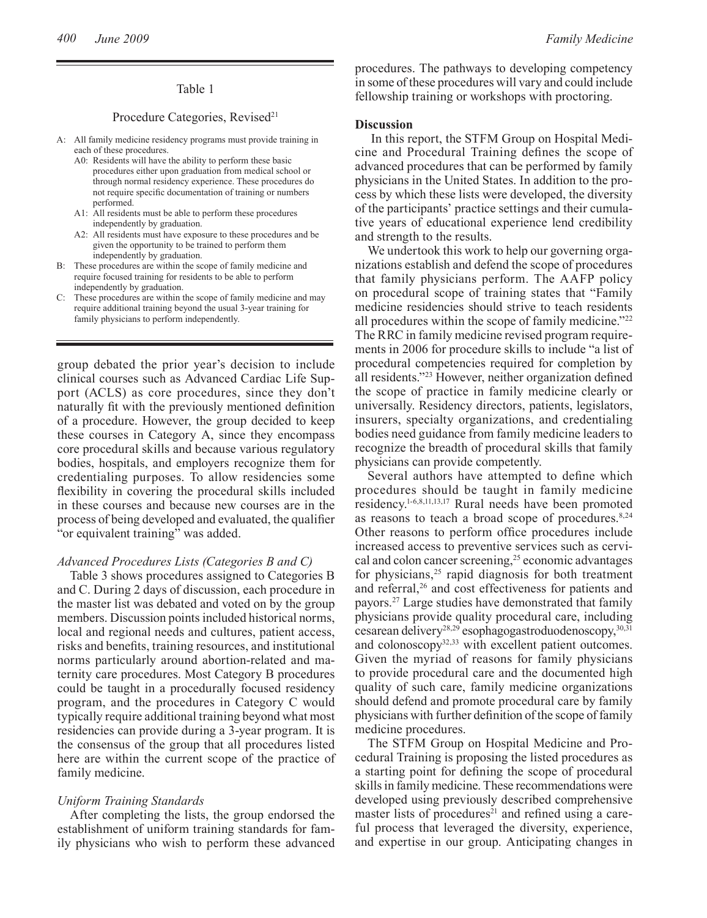Table 1

Procedure Categories, Revised[21]

- A: All family medicine residency programs must provide training in each of these procedures.
  - A0: Residents will have the ability to perform these basic procedures either upon graduation from medical school or through normal residency experience. These procedures do not require specific documentation of training or numbers performed.
  - A1: All residents must be able to perform these procedures independently by graduation.
  - A2: All residents must have exposure to these procedures and be given the opportunity to be trained to perform them independently by graduation.
- B: These procedures are within the scope of family medicine and require focused training for residents to be able to perform independently by graduation.
- C: These procedures are within the scope of family medicine and may require additional training beyond the usual 3-year training for family physicians to perform independently.

group debated the prior year's decision to include clinical courses such as Advanced Cardiac Life Support (ACLS) as core procedures, since they don't naturally fit with the previously mentioned definition of a procedure. However, the group decided to keep these courses in Category A, since they encompass core procedural skills and because various regulatory bodies, hospitals, and employers recognize them for credentialing purposes. To allow residencies some flexibility in covering the procedural skills included in these courses and because new courses are in the process of being developed and evaluated, the qualifier "or equivalent training" was added.

### *Advanced Procedures Lists (Categories B and C)*

Table 3 shows procedures assigned to Categories B and C. During 2 days of discussion, each procedure in the master list was debated and voted on by the group members. Discussion points included historical norms, local and regional needs and cultures, patient access, risks and benefits, training resources, and institutional norms particularly around abortion-related and maternity care procedures. Most Category B procedures could be taught in a procedurally focused residency program, and the procedures in Category C would typically require additional training beyond what most residencies can provide during a 3-year program. It is the consensus of the group that all procedures listed here are within the current scope of the practice of family medicine.

### *Uniform Training Standards*

After completing the lists, the group endorsed the establishment of uniform training standards for family physicians who wish to perform these advanced procedures. The pathways to developing competency in some of these procedures will vary and could include fellowship training or workshops with proctoring.

## Discussion

In this report, the STFM Group on Hospital Medicine and Procedural Training defines the scope of advanced procedures that can be performed by family physicians in the United States. In addition to the process by which these lists were developed, the diversity of the participants' practice settings and their cumulative years of educational experience lend credibility and strength to the results.

We undertook this work to help our governing organizations establish and defend the scope of procedures that family physicians perform. The AAFP policy on procedural scope of training states that "Family medicine residencies should strive to teach residents all procedures within the scope of family medicine."[22] The RRC in family medicine revised program requirements in 2006 for procedure skills to include "a list of procedural competencies required for completion by all residents."[23] However, neither organization defined the scope of practice in family medicine clearly or universally. Residency directors, patients, legislators, insurers, specialty organizations, and credentialing bodies need guidance from family medicine leaders to recognize the breadth of procedural skills that family physicians can provide competently.

Several authors have attempted to define which procedures should be taught in family medicine residency.[1-6,8,11,13,17] Rural needs have been promoted as reasons to teach a broad scope of procedures.[8,24] Other reasons to perform office procedures include increased access to preventive services such as cervical and colon cancer screening,[25] economic advantages for physicians,[25] rapid diagnosis for both treatment and referral,[26] and cost effectiveness for patients and payors.[27] Large studies have demonstrated that family physicians provide quality procedural care, including cesarean delivery[28,29] esophagogastroduodenoscopy,[30,31] and colonoscopy[32,33] with excellent patient outcomes. Given the myriad of reasons for family physicians to provide procedural care and the documented high quality of such care, family medicine organizations should defend and promote procedural care by family physicians with further definition of the scope of family medicine procedures.

The STFM Group on Hospital Medicine and Procedural Training is proposing the listed procedures as a starting point for defining the scope of procedural skills in family medicine. These recommendations were developed using previously described comprehensive master lists of procedures[21] and refined using a careful process that leveraged the diversity, experience, and expertise in our group. Anticipating changes in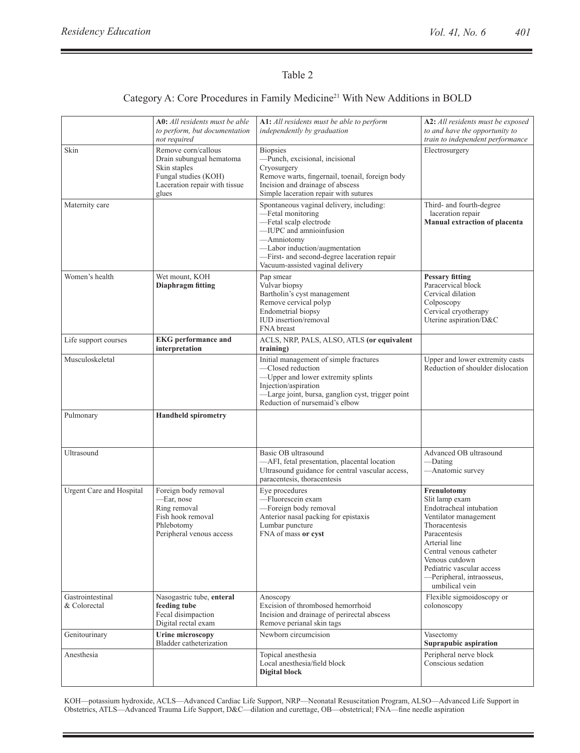Table 2

Category A: Core Procedures in Family Medicine[21] With New Additions in BOLD

| | **A0:** *All residents must be able to perform, but documentation not required* | **A1:** *All residents must be able to perform independently by graduation* | **A2:** *All residents must be exposed to and have the opportunity to train to independent performance* |
|---|---|---|---|
| Skin | Remove corn/callous<br>Drain subungual hematoma<br>Skin staples<br>Fungal studies (KOH)<br>Laceration repair with tissue glues | Biopsies<br>—Punch, excisional, incisional<br>Cryosurgery<br>Remove warts, fingernail, toenail, foreign body<br>Incision and drainage of abscess<br>Simple laceration repair with sutures | Electrosurgery |
| Maternity care | | Spontaneous vaginal delivery, including:<br>—Fetal monitoring<br>—Fetal scalp electrode<br>—IUPC and amnioinfusion<br>—Amniotomy<br>—Labor induction/augmentation<br>—First- and second-degree laceration repair<br>Vacuum-assisted vaginal delivery | Third- and fourth-degree laceration repair<br>**Manual extraction of placenta** |
| Women's health | Wet mount, KOH<br>**Diaphragm fitting** | Pap smear<br>Vulvar biopsy<br>Bartholin's cyst management<br>Remove cervical polyp<br>Endometrial biopsy<br>IUD insertion/removal<br>FNA breast | **Pessary fitting**<br>Paracervical block<br>Cervical dilation<br>Colposcopy<br>Cervical cryotherapy<br>Uterine aspiration/D&C |
| Life support courses | **EKG performance and interpretation** | ACLS, NRP, PALS, ALSO, ATLS **(or equivalent training)** | |
| Musculoskeletal | | Initial management of simple fractures<br>—Closed reduction<br>—Upper and lower extremity splints<br>Injection/aspiration<br>—Large joint, bursa, ganglion cyst, trigger point<br>Reduction of nursemaid's elbow | Upper and lower extremity casts<br>Reduction of shoulder dislocation |
| Pulmonary | **Handheld spirometry** | | |
| Ultrasound | | Basic OB ultrasound<br>—AFI, fetal presentation, placental location<br>Ultrasound guidance for central vascular access, paracentesis, thoracentesis | Advanced OB ultrasound<br>—Dating<br>—Anatomic survey |
| Urgent Care and Hospital | Foreign body removal<br>—Ear, nose<br>Ring removal<br>Fish hook removal<br>Phlebotomy<br>Peripheral venous access | Eye procedures<br>—Fluorescein exam<br>—Foreign body removal<br>Anterior nasal packing for epistaxis<br>Lumbar puncture<br>FNA of mass **or cyst** | **Frenulotomy**<br>Slit lamp exam<br>Endotracheal intubation<br>Ventilator management<br>Thoracentesis<br>Paracentesis<br>Arterial line<br>Central venous catheter<br>Venous cutdown<br>Pediatric vascular access<br>—Peripheral, intraosseus, umbilical vein |
| Gastrointestinal & Colorectal | Nasogastric tube, **enteral feeding tube**<br>Fecal disimpaction<br>Digital rectal exam | Anoscopy<br>Excision of thrombosed hemorrhoid<br>Incision and drainage of perirectal abscess<br>Remove perianal skin tags | Flexible sigmoidoscopy or colonoscopy |
| Genitourinary | **Urine microscopy**<br>Bladder catheterization | Newborn circumcision | Vasectomy<br>**Suprapubic aspiration** |
| Anesthesia | | Topical anesthesia<br>Local anesthesia/field block<br>**Digital block** | Peripheral nerve block<br>Conscious sedation |

KOH—potassium hydroxide, ACLS—Advanced Cardiac Life Support, NRP—Neonatal Resuscitation Program, ALSO—Advanced Life Support in Obstetrics, ATLS—Advanced Trauma Life Support, D&C—dilation and curettage, OB—obstetrical; FNA—fine needle aspiration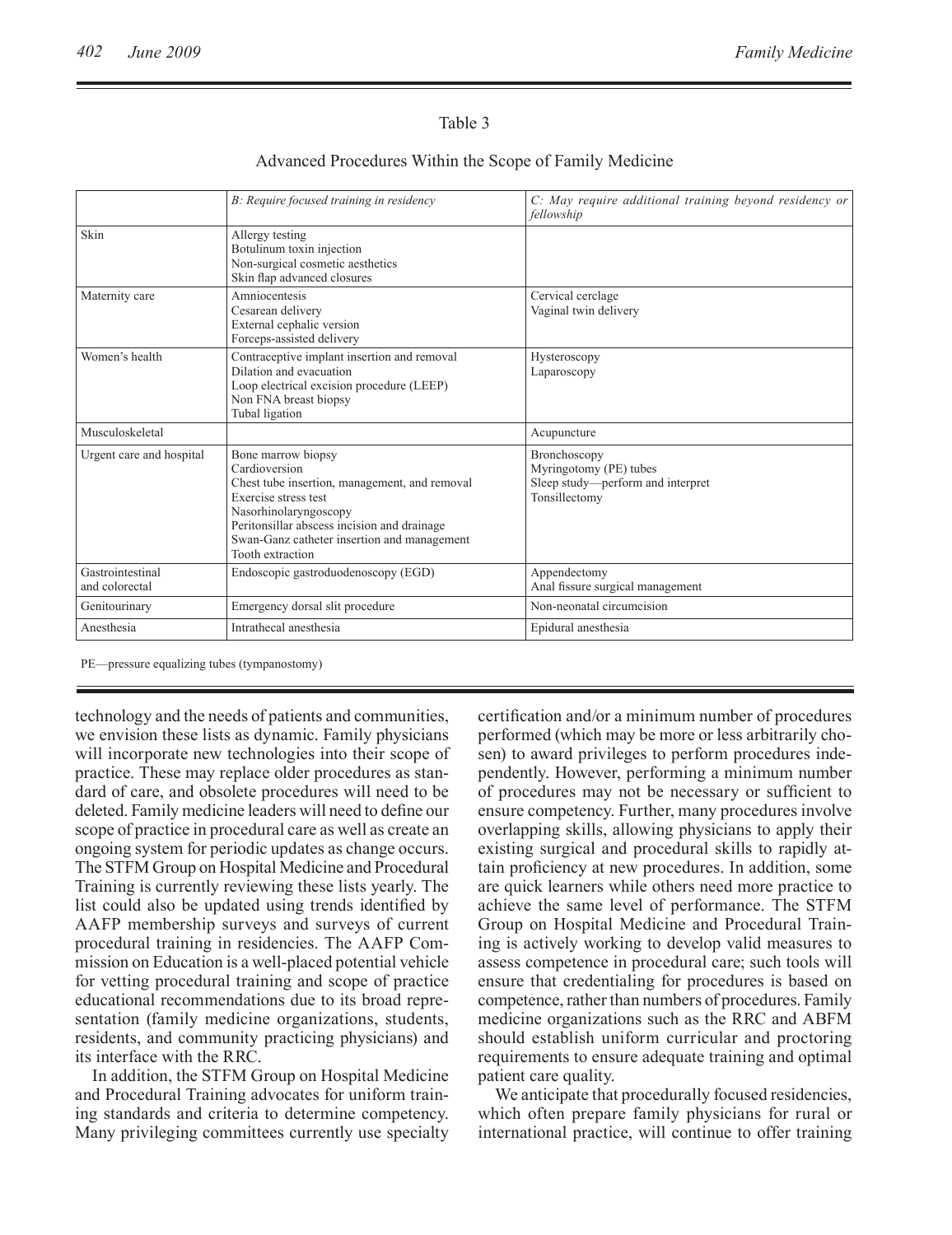Table 3

Advanced Procedures Within the Scope of Family Medicine

| | *B: Require focused training in residency* | *C: May require additional training beyond residency or fellowship* |
|---|---|---|
| Skin | Allergy testing<br>Botulinum toxin injection<br>Non-surgical cosmetic aesthetics<br>Skin flap advanced closures | |
| Maternity care | Amniocentesis<br>Cesarean delivery<br>External cephalic version<br>Forceps-assisted delivery | Cervical cerclage<br>Vaginal twin delivery |
| Women's health | Contraceptive implant insertion and removal<br>Dilation and evacuation<br>Loop electrical excision procedure (LEEP)<br>Non FNA breast biopsy<br>Tubal ligation | Hysteroscopy<br>Laparoscopy |
| Musculoskeletal | | Acupuncture |
| Urgent care and hospital | Bone marrow biopsy<br>Cardioversion<br>Chest tube insertion, management, and removal<br>Exercise stress test<br>Nasorhinolaryngoscopy<br>Peritonsillar abscess incision and drainage<br>Swan-Ganz catheter insertion and management<br>Tooth extraction | Bronchoscopy<br>Myringotomy (PE) tubes<br>Sleep study—perform and interpret<br>Tonsillectomy |
| Gastrointestinal and colorectal | Endoscopic gastroduodenoscopy (EGD) | Appendectomy<br>Anal fissure surgical management |
| Genitourinary | Emergency dorsal slit procedure | Non-neonatal circumcision |
| Anesthesia | Intrathecal anesthesia | Epidural anesthesia |

PE—pressure equalizing tubes (tympanostomy)

technology and the needs of patients and communities, we envision these lists as dynamic. Family physicians will incorporate new technologies into their scope of practice. These may replace older procedures as standard of care, and obsolete procedures will need to be deleted. Family medicine leaders will need to define our scope of practice in procedural care as well as create an ongoing system for periodic updates as change occurs. The STFM Group on Hospital Medicine and Procedural Training is currently reviewing these lists yearly. The list could also be updated using trends identified by AAFP membership surveys and surveys of current procedural training in residencies. The AAFP Commission on Education is a well-placed potential vehicle for vetting procedural training and scope of practice educational recommendations due to its broad representation (family medicine organizations, students, residents, and community practicing physicians) and its interface with the RRC.

In addition, the STFM Group on Hospital Medicine and Procedural Training advocates for uniform training standards and criteria to determine competency. Many privileging committees currently use specialty certification and/or a minimum number of procedures performed (which may be more or less arbitrarily chosen) to award privileges to perform procedures independently. However, performing a minimum number of procedures may not be necessary or sufficient to ensure competency. Further, many procedures involve overlapping skills, allowing physicians to apply their existing surgical and procedural skills to rapidly attain proficiency at new procedures. In addition, some are quick learners while others need more practice to achieve the same level of performance. The STFM Group on Hospital Medicine and Procedural Training is actively working to develop valid measures to assess competence in procedural care; such tools will ensure that credentialing for procedures is based on competence, rather than numbers of procedures. Family medicine organizations such as the RRC and ABFM should establish uniform curricular and proctoring requirements to ensure adequate training and optimal patient care quality.

We anticipate that procedurally focused residencies, which often prepare family physicians for rural or international practice, will continue to offer training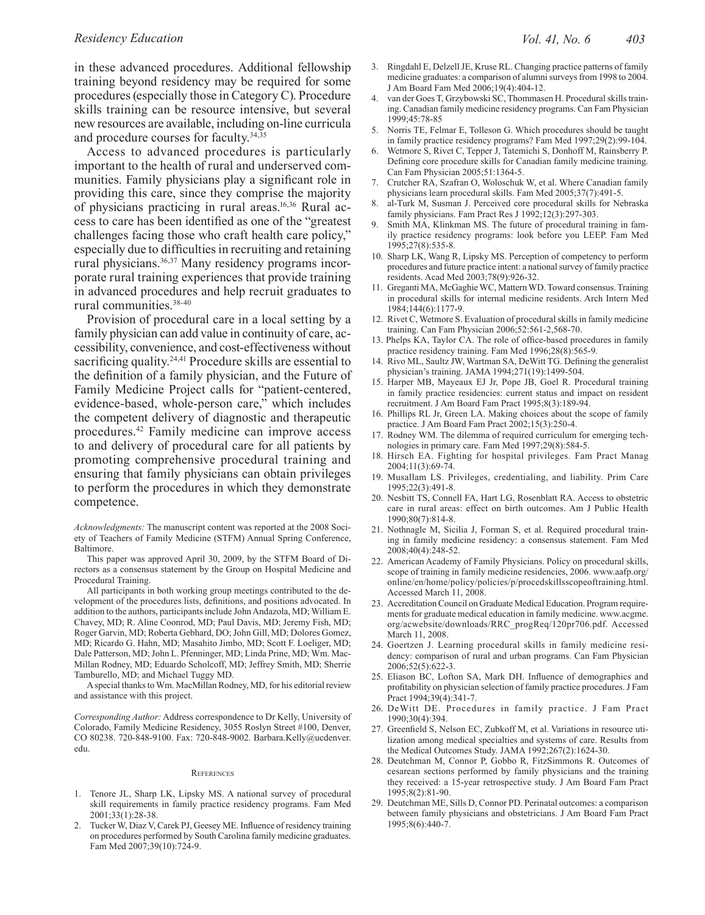in these advanced procedures. Additional fellowship training beyond residency may be required for some procedures (especially those in Category C). Procedure skills training can be resource intensive, but several new resources are available, including on-line curricula and procedure courses for faculty.[34,35]

Access to advanced procedures is particularly important to the health of rural and underserved communities. Family physicians play a significant role in providing this care, since they comprise the majority of physicians practicing in rural areas.[16,36] Rural access to care has been identified as one of the "greatest challenges facing those who craft health care policy," especially due to difficulties in recruiting and retaining rural physicians.[36,37] Many residency programs incorporate rural training experiences that provide training in advanced procedures and help recruit graduates to rural communities.[38-40]

Provision of procedural care in a local setting by a family physician can add value in continuity of care, accessibility, convenience, and cost-effectiveness without sacrificing quality.[24,41] Procedure skills are essential to the definition of a family physician, and the Future of Family Medicine Project calls for "patient-centered, evidence-based, whole-person care," which includes the competent delivery of diagnostic and therapeutic procedures.[42] Family medicine can improve access to and delivery of procedural care for all patients by promoting comprehensive procedural training and ensuring that family physicians can obtain privileges to perform the procedures in which they demonstrate competence.

*Acknowledgments:* The manuscript content was reported at the 2008 Society of Teachers of Family Medicine (STFM) Annual Spring Conference, Baltimore.

This paper was approved April 30, 2009, by the STFM Board of Directors as a consensus statement by the Group on Hospital Medicine and Procedural Training.

All participants in both working group meetings contributed to the development of the procedures lists, definitions, and positions advocated. In addition to the authors, participants include John Andazola, MD; William E. Chavey, MD; R. Aline Coonrod, MD; Paul Davis, MD; Jeremy Fish, MD; Roger Garvin, MD; Roberta Gebhard, DO; John Gill, MD; Dolores Gomez, MD; Ricardo G. Hahn, MD; Masahito Jimbo, MD; Scott F. Loeliger, MD; Dale Patterson, MD; John L. Pfenninger, MD; Linda Prine, MD; Wm. MacMillan Rodney, MD; Eduardo Scholcoff, MD; Jeffrey Smith, MD; Sherrie Tamburello, MD; and Michael Tuggy MD.

A special thanks to Wm. MacMillan Rodney, MD, for his editorial review and assistance with this project.

*Corresponding Author:* Address correspondence to Dr Kelly, University of Colorado, Family Medicine Residency, 3055 Roslyn Street #100, Denver, CO 80238. 720-848-9100. Fax: 720-848-9002. Barbara.Kelly@ucdenver.edu.

## References

1. Tenore JL, Sharp LK, Lipsky MS. A national survey of procedural skill requirements in family practice residency programs. Fam Med 2001;33(1):28-38.
2. Tucker W, Diaz V, Carek PJ, Geesey ME. Influence of residency training on procedures performed by South Carolina family medicine graduates. Fam Med 2007;39(10):724-9.
3. Ringdahl E, Delzell JE, Kruse RL. Changing practice patterns of family medicine graduates: a comparison of alumni surveys from 1998 to 2004. J Am Board Fam Med 2006;19(4):404-12.
4. van der Goes T, Grzybowski SC, Thommasen H. Procedural skills training. Canadian family medicine residency programs. Can Fam Physician 1999;45:78-85
5. Norris TE, Felmar E, Tolleson G. Which procedures should be taught in family practice residency programs? Fam Med 1997;29(2):99-104.
6. Wetmore S, Rivet C, Tepper J, Tatemichi S, Donhoff M, Rainsberry P. Defining core procedure skills for Canadian family medicine training. Can Fam Physician 2005;51:1364-5.
7. Crutcher RA, Szafran O, Woloschuk W, et al. Where Canadian family physicians learn procedural skills. Fam Med 2005;37(7):491-5.
8. al-Turk M, Susman J. Perceived core procedural skills for Nebraska family physicians. Fam Pract Res J 1992;12(3):297-303.
9. Smith MA, Klinkman MS. The future of procedural training in family practice residency programs: look before you LEEP. Fam Med 1995;27(8):535-8.
10. Sharp LK, Wang R, Lipsky MS. Perception of competency to perform procedures and future practice intent: a national survey of family practice residents. Acad Med 2003;78(9):926-32.
11. Greganti MA, McGaghie WC, Mattern WD. Toward consensus. Training in procedural skills for internal medicine residents. Arch Intern Med 1984;144(6):1177-9.
12. Rivet C, Wetmore S. Evaluation of procedural skills in family medicine training. Can Fam Physician 2006;52:561-2,568-70.
13. Phelps KA, Taylor CA. The role of office-based procedures in family practice residency training. Fam Med 1996;28(8):565-9.
14. Rivo ML, Saultz JW, Wartman SA, DeWitt TG. Defining the generalist physician's training. JAMA 1994;271(19):1499-504.
15. Harper MB, Mayeaux EJ Jr, Pope JB, Goel R. Procedural training in family practice residencies: current status and impact on resident recruitment. J Am Board Fam Pract 1995;8(3):189-94.
16. Phillips RL Jr, Green LA. Making choices about the scope of family practice. J Am Board Fam Pract 2002;15(3):250-4.
17. Rodney WM. The dilemma of required curriculum for emerging technologies in primary care. Fam Med 1997;29(8):584-5.
18. Hirsch EA. Fighting for hospital privileges. Fam Pract Manag 2004;11(3):69-74.
19. Musallam LS. Privileges, credentialing, and liability. Prim Care 1995;22(3):491-8.
20. Nesbitt TS, Connell FA, Hart LG, Rosenblatt RA. Access to obstetric care in rural areas: effect on birth outcomes. Am J Public Health 1990;80(7):814-8.
21. Nothnagle M, Sicilia J, Forman S, et al. Required procedural training in family medicine residency: a consensus statement. Fam Med 2008;40(4):248-52.
22. American Academy of Family Physicians. Policy on procedural skills, scope of training in family medicine residencies, 2006. www.aafp.org/online/en/home/policy/policies/p/procedskillsscopeoftraining.html. Accessed March 11, 2008.
23. Accreditation Council on Graduate Medical Education. Program requirements for graduate medical education in family medicine. www.acgme.org/acwebsite/downloads/RRC_progReq/120pr706.pdf. Accessed March 11, 2008.
24. Goertzen J. Learning procedural skills in family medicine residency: comparison of rural and urban programs. Can Fam Physician 2006;52(5):622-3.
25. Eliason BC, Lofton SA, Mark DH. Influence of demographics and profitability on physician selection of family practice procedures. J Fam Pract 1994;39(4):341-7.
26. DeWitt DE. Procedures in family practice. J Fam Pract 1990;30(4):394.
27. Greenfield S, Nelson EC, Zubkoff M, et al. Variations in resource utilization among medical specialties and systems of care. Results from the Medical Outcomes Study. JAMA 1992;267(2):1624-30.
28. Deutchman M, Connor P, Gobbo R, FitzSimmons R. Outcomes of cesarean sections performed by family physicians and the training they received: a 15-year retrospective study. J Am Board Fam Pract 1995;8(2):81-90.
29. Deutchman ME, Sills D, Connor PD. Perinatal outcomes: a comparison between family physicians and obstetricians. J Am Board Fam Pract 1995;8(6):440-7.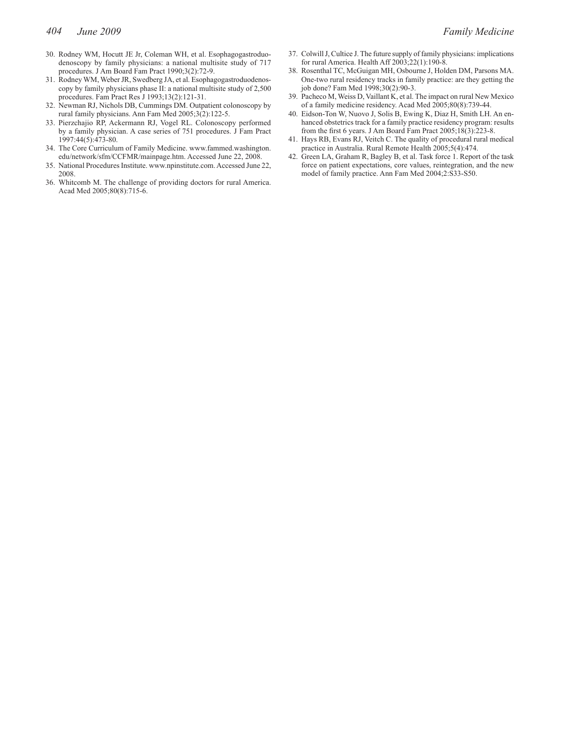30. Rodney WM, Hocutt JE Jr, Coleman WH, et al. Esophagogastroduodenoscopy by family physicians: a national multisite study of 717 procedures. J Am Board Fam Pract 1990;3(2):72-9.
31. Rodney WM, Weber JR, Swedberg JA, et al. Esophagogastroduodenoscopy by family physicians phase II: a national multisite study of 2,500 procedures. Fam Pract Res J 1993;13(2):121-31.
32. Newman RJ, Nichols DB, Cummings DM. Outpatient colonoscopy by rural family physicians. Ann Fam Med 2005;3(2):122-5.
33. Pierzchajio RP, Ackermann RJ, Vogel RL. Colonoscopy performed by a family physician. A case series of 751 procedures. J Fam Pract 1997:44(5):473-80.
34. The Core Curriculum of Family Medicine. www.fammed.washington.edu/network/sfm/CCFMR/mainpage.htm. Accessed June 22, 2008.
35. National Procedures Institute. www.npinstitute.com. Accessed June 22, 2008.
36. Whitcomb M. The challenge of providing doctors for rural America. Acad Med 2005;80(8):715-6.
37. Colwill J, Cultice J. The future supply of family physicians: implications for rural America. Health Aff 2003;22(1):190-8.
38. Rosenthal TC, McGuigan MH, Osbourne J, Holden DM, Parsons MA. One-two rural residency tracks in family practice: are they getting the job done? Fam Med 1998;30(2):90-3.
39. Pacheco M, Weiss D, Vaillant K, et al. The impact on rural New Mexico of a family medicine residency. Acad Med 2005;80(8):739-44.
40. Eidson-Ton W, Nuovo J, Solis B, Ewing K, Diaz H, Smith LH. An enhanced obstetrics track for a family practice residency program: results from the first 6 years. J Am Board Fam Pract 2005;18(3):223-8.
41. Hays RB, Evans RJ, Veitch C. The quality of procedural rural medical practice in Australia. Rural Remote Health 2005;5(4):474.
42. Green LA, Graham R, Bagley B, et al. Task force 1. Report of the task force on patient expectations, core values, reintegration, and the new model of family practice. Ann Fam Med 2004;2:S33-S50.